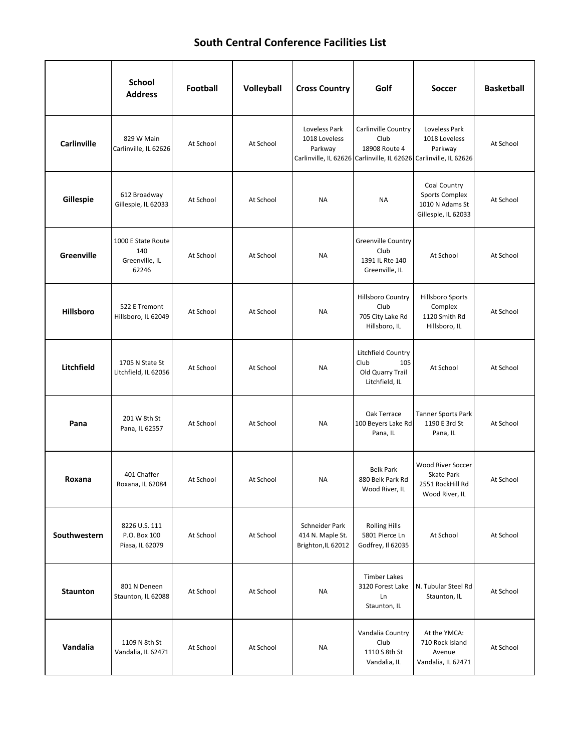# South Central Conference Facilities List

| | School Address | Football | Volleyball | Cross Country | Golf | Soccer | Basketball |
|---|---|---|---|---|---|---|---|
| **Carlinville** | 829 W Main Carlinville, IL 62626 | At School | At School | Loveless Park 1018 Loveless Parkway Carlinville, IL 62626 | Carlinville Country Club 18908 Route 4 Carlinville, IL 62626 | Loveless Park 1018 Loveless Parkway Carlinville, IL 62626 | At School |
| **Gillespie** | 612 Broadway Gillespie, IL 62033 | At School | At School | NA | NA | Coal Country Sports Complex 1010 N Adams St Gillespie, IL 62033 | At School |
| **Greenville** | 1000 E State Route 140 Greenville, IL 62246 | At School | At School | NA | Greenville Country Club 1391 IL Rte 140 Greenville, IL | At School | At School |
| **Hillsboro** | 522 E Tremont Hillsboro, IL 62049 | At School | At School | NA | Hillsboro Country Club 705 City Lake Rd Hillsboro, IL | Hillsboro Sports Complex 1120 Smith Rd Hillsboro, IL | At School |
| **Litchfield** | 1705 N State St Litchfield, IL 62056 | At School | At School | NA | Litchfield Country Club 105 Old Quarry Trail Litchfield, IL | At School | At School |
| **Pana** | 201 W 8th St Pana, IL 62557 | At School | At School | NA | Oak Terrace 100 Beyers Lake Rd Pana, IL | Tanner Sports Park 1190 E 3rd St Pana, IL | At School |
| **Roxana** | 401 Chaffer Roxana, IL 62084 | At School | At School | NA | Belk Park 880 Belk Park Rd Wood River, IL | Wood River Soccer Skate Park 2551 RockHill Rd Wood River, IL | At School |
| **Southwestern** | 8226 U.S. 111 P.O. Box 100 Piasa, IL 62079 | At School | At School | Schneider Park 414 N. Maple St. Brighton,IL 62012 | Rolling Hills 5801 Pierce Ln Godfrey, Il 62035 | At School | At School |
| **Staunton** | 801 N Deneen Staunton, IL 62088 | At School | At School | NA | Timber Lakes 3120 Forest Lake Ln Staunton, IL | N. Tubular Steel Rd Staunton, IL | At School |
| **Vandalia** | 1109 N 8th St Vandalia, IL 62471 | At School | At School | NA | Vandalia Country Club 1110 S 8th St Vandalia, IL | At the YMCA: 710 Rock Island Avenue Vandalia, IL 62471 | At School |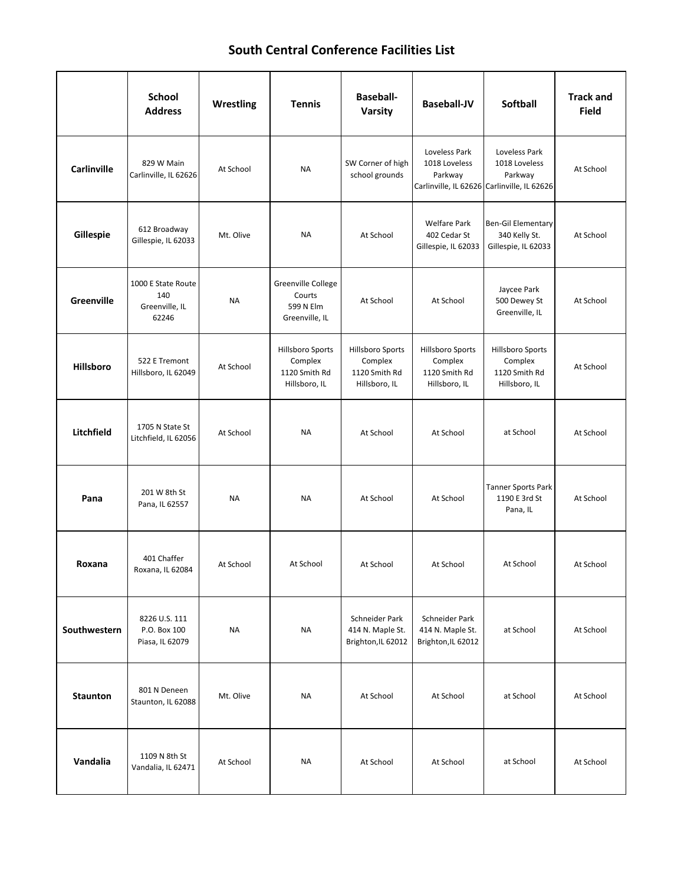# South Central Conference Facilities List

| | School Address | Wrestling | Tennis | Baseball-Varsity | Baseball-JV | Softball | Track and Field |
|---|---|---|---|---|---|---|---|
| **Carlinville** | 829 W Main Carlinville, IL 62626 | At School | NA | SW Corner of high school grounds | Loveless Park 1018 Loveless Parkway Carlinville, IL 62626 | Loveless Park 1018 Loveless Parkway Carlinville, IL 62626 | At School |
| **Gillespie** | 612 Broadway Gillespie, IL 62033 | Mt. Olive | NA | At School | Welfare Park 402 Cedar St Gillespie, IL 62033 | Ben-Gil Elementary 340 Kelly St. Gillespie, IL 62033 | At School |
| **Greenville** | 1000 E State Route 140 Greenville, IL 62246 | NA | Greenville College Courts 599 N Elm Greenville, IL | At School | At School | Jaycee Park 500 Dewey St Greenville, IL | At School |
| **Hillsboro** | 522 E Tremont Hillsboro, IL 62049 | At School | Hillsboro Sports Complex 1120 Smith Rd Hillsboro, IL | Hillsboro Sports Complex 1120 Smith Rd Hillsboro, IL | Hillsboro Sports Complex 1120 Smith Rd Hillsboro, IL | Hillsboro Sports Complex 1120 Smith Rd Hillsboro, IL | At School |
| **Litchfield** | 1705 N State St Litchfield, IL 62056 | At School | NA | At School | At School | at School | At School |
| **Pana** | 201 W 8th St Pana, IL 62557 | NA | NA | At School | At School | Tanner Sports Park 1190 E 3rd St Pana, IL | At School |
| **Roxana** | 401 Chaffer Roxana, IL 62084 | At School | At School | At School | At School | At School | At School |
| **Southwestern** | 8226 U.S. 111 P.O. Box 100 Piasa, IL 62079 | NA | NA | Schneider Park 414 N. Maple St. Brighton,IL 62012 | Schneider Park 414 N. Maple St. Brighton,IL 62012 | at School | At School |
| **Staunton** | 801 N Deneen Staunton, IL 62088 | Mt. Olive | NA | At School | At School | at School | At School |
| **Vandalia** | 1109 N 8th St Vandalia, IL 62471 | At School | NA | At School | At School | at School | At School |